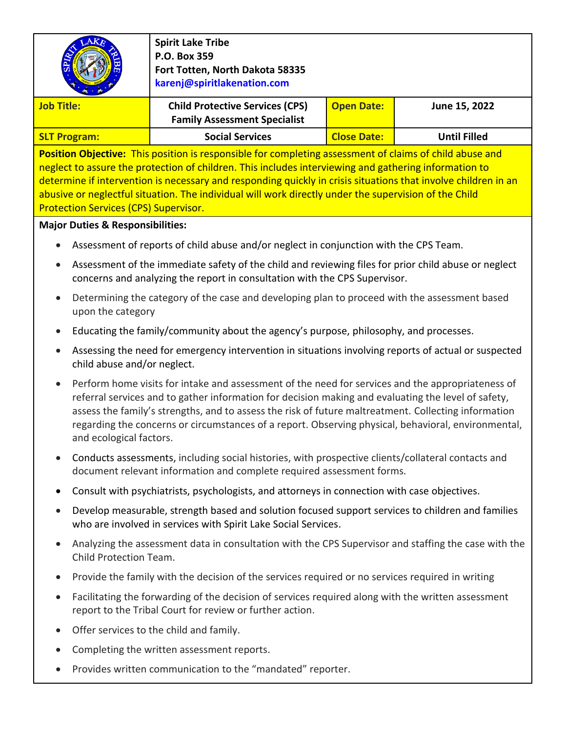**Spirit Lake Tribe**
**P.O. Box 359**
**Fort Totten, North Dakota 58335**
**karenj@spiritlakenation.com**

| | | | |
|---|---|---|---|
| **Job Title:** | **Child Protective Services (CPS) Family Assessment Specialist** | **Open Date:** | **June 15, 2022** |
| **SLT Program:** | **Social Services** | **Close Date:** | **Until Filled** |

**Position Objective:** This position is responsible for completing assessment of claims of child abuse and neglect to assure the protection of children. This includes interviewing and gathering information to determine if intervention is necessary and responding quickly in crisis situations that involve children in an abusive or neglectful situation. The individual will work directly under the supervision of the Child Protection Services (CPS) Supervisor.

**Major Duties & Responsibilities:**

- Assessment of reports of child abuse and/or neglect in conjunction with the CPS Team.
- Assessment of the immediate safety of the child and reviewing files for prior child abuse or neglect concerns and analyzing the report in consultation with the CPS Supervisor.
- Determining the category of the case and developing plan to proceed with the assessment based upon the category
- Educating the family/community about the agency's purpose, philosophy, and processes.
- Assessing the need for emergency intervention in situations involving reports of actual or suspected child abuse and/or neglect.
- Perform home visits for intake and assessment of the need for services and the appropriateness of referral services and to gather information for decision making and evaluating the level of safety, assess the family's strengths, and to assess the risk of future maltreatment. Collecting information regarding the concerns or circumstances of a report. Observing physical, behavioral, environmental, and ecological factors.
- Conducts assessments, including social histories, with prospective clients/collateral contacts and document relevant information and complete required assessment forms.
- Consult with psychiatrists, psychologists, and attorneys in connection with case objectives.
- Develop measurable, strength based and solution focused support services to children and families who are involved in services with Spirit Lake Social Services.
- Analyzing the assessment data in consultation with the CPS Supervisor and staffing the case with the Child Protection Team.
- Provide the family with the decision of the services required or no services required in writing
- Facilitating the forwarding of the decision of services required along with the written assessment report to the Tribal Court for review or further action.
- Offer services to the child and family.
- Completing the written assessment reports.
- Provides written communication to the "mandated" reporter.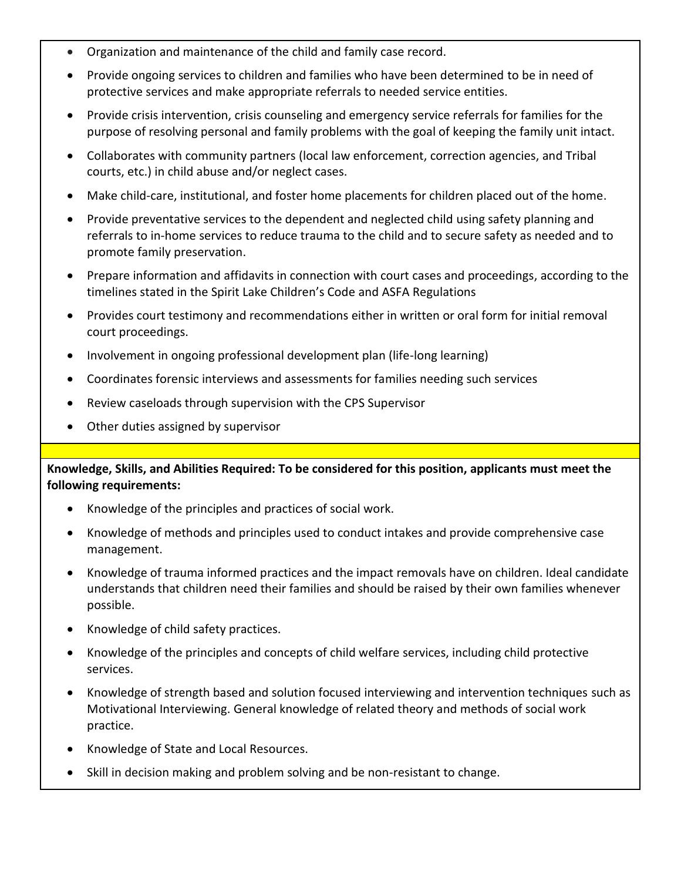- Organization and maintenance of the child and family case record.
- Provide ongoing services to children and families who have been determined to be in need of protective services and make appropriate referrals to needed service entities.
- Provide crisis intervention, crisis counseling and emergency service referrals for families for the purpose of resolving personal and family problems with the goal of keeping the family unit intact.
- Collaborates with community partners (local law enforcement, correction agencies, and Tribal courts, etc.) in child abuse and/or neglect cases.
- Make child-care, institutional, and foster home placements for children placed out of the home.
- Provide preventative services to the dependent and neglected child using safety planning and referrals to in-home services to reduce trauma to the child and to secure safety as needed and to promote family preservation.
- Prepare information and affidavits in connection with court cases and proceedings, according to the timelines stated in the Spirit Lake Children's Code and ASFA Regulations
- Provides court testimony and recommendations either in written or oral form for initial removal court proceedings.
- Involvement in ongoing professional development plan (life-long learning)
- Coordinates forensic interviews and assessments for families needing such services
- Review caseloads through supervision with the CPS Supervisor
- Other duties assigned by supervisor

**Knowledge, Skills, and Abilities Required: To be considered for this position, applicants must meet the following requirements:**

- Knowledge of the principles and practices of social work.
- Knowledge of methods and principles used to conduct intakes and provide comprehensive case management.
- Knowledge of trauma informed practices and the impact removals have on children. Ideal candidate understands that children need their families and should be raised by their own families whenever possible.
- Knowledge of child safety practices.
- Knowledge of the principles and concepts of child welfare services, including child protective services.
- Knowledge of strength based and solution focused interviewing and intervention techniques such as Motivational Interviewing. General knowledge of related theory and methods of social work practice.
- Knowledge of State and Local Resources.
- Skill in decision making and problem solving and be non-resistant to change.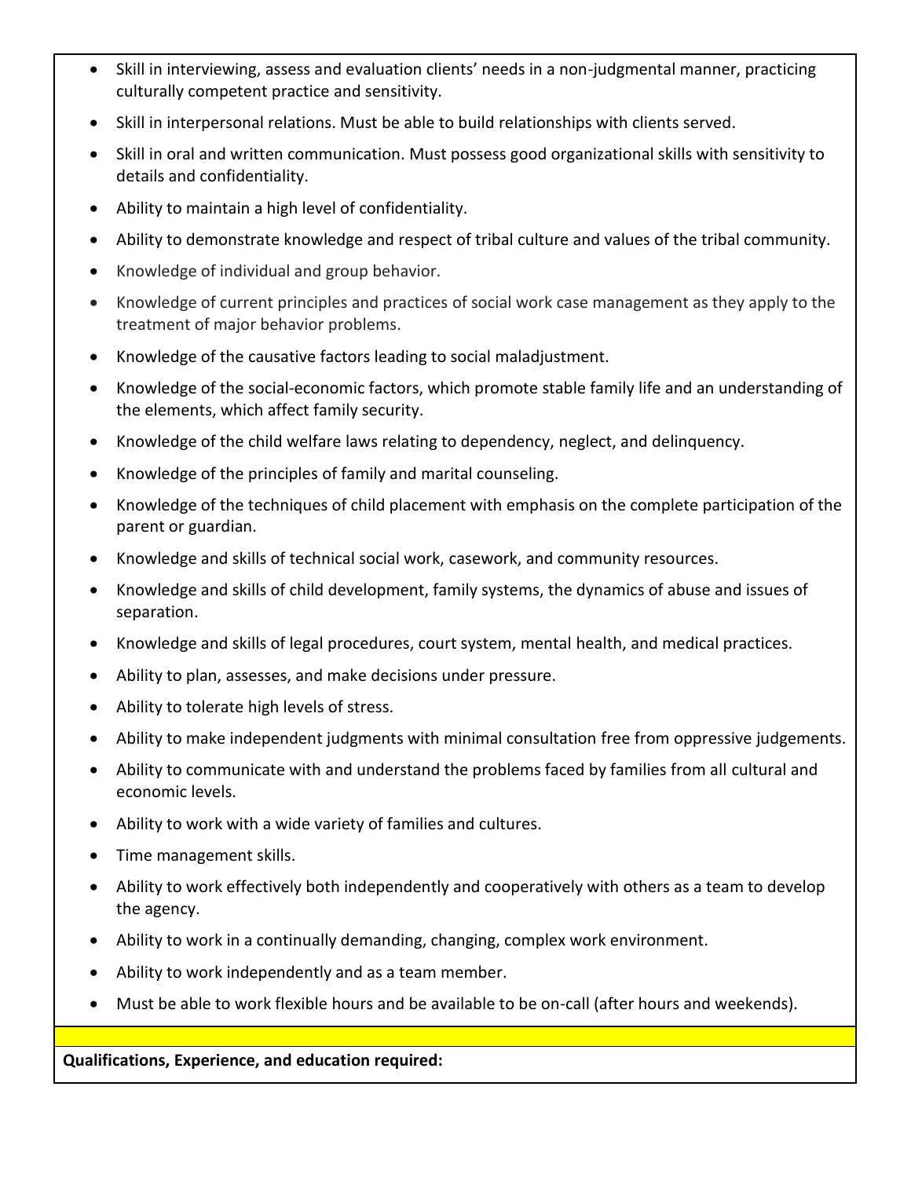- Skill in interviewing, assess and evaluation clients' needs in a non-judgmental manner, practicing culturally competent practice and sensitivity.
- Skill in interpersonal relations. Must be able to build relationships with clients served.
- Skill in oral and written communication. Must possess good organizational skills with sensitivity to details and confidentiality.
- Ability to maintain a high level of confidentiality.
- Ability to demonstrate knowledge and respect of tribal culture and values of the tribal community.
- Knowledge of individual and group behavior.
- Knowledge of current principles and practices of social work case management as they apply to the treatment of major behavior problems.
- Knowledge of the causative factors leading to social maladjustment.
- Knowledge of the social-economic factors, which promote stable family life and an understanding of the elements, which affect family security.
- Knowledge of the child welfare laws relating to dependency, neglect, and delinquency.
- Knowledge of the principles of family and marital counseling.
- Knowledge of the techniques of child placement with emphasis on the complete participation of the parent or guardian.
- Knowledge and skills of technical social work, casework, and community resources.
- Knowledge and skills of child development, family systems, the dynamics of abuse and issues of separation.
- Knowledge and skills of legal procedures, court system, mental health, and medical practices.
- Ability to plan, assesses, and make decisions under pressure.
- Ability to tolerate high levels of stress.
- Ability to make independent judgments with minimal consultation free from oppressive judgements.
- Ability to communicate with and understand the problems faced by families from all cultural and economic levels.
- Ability to work with a wide variety of families and cultures.
- Time management skills.
- Ability to work effectively both independently and cooperatively with others as a team to develop the agency.
- Ability to work in a continually demanding, changing, complex work environment.
- Ability to work independently and as a team member.
- Must be able to work flexible hours and be available to be on-call (after hours and weekends).

**Qualifications, Experience, and education required:**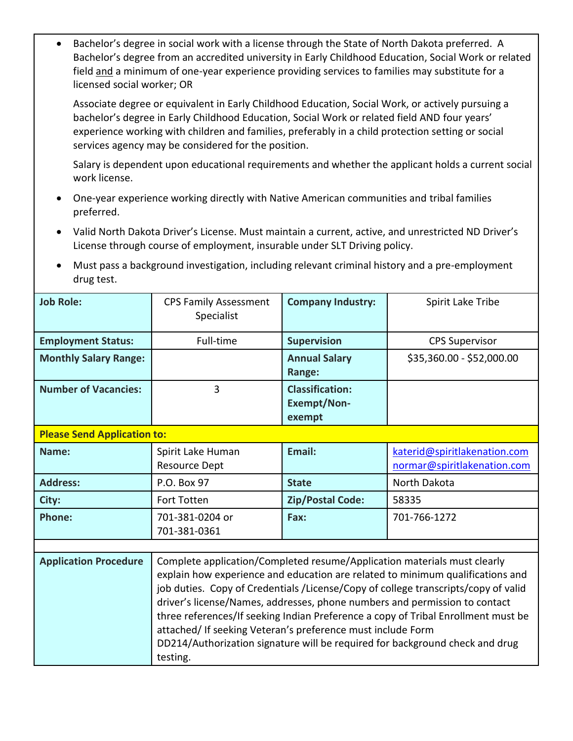- Bachelor's degree in social work with a license through the State of North Dakota preferred. A Bachelor's degree from an accredited university in Early Childhood Education, Social Work or related field and a minimum of one-year experience providing services to families may substitute for a licensed social worker; OR

  Associate degree or equivalent in Early Childhood Education, Social Work, or actively pursuing a bachelor's degree in Early Childhood Education, Social Work or related field AND four years' experience working with children and families, preferably in a child protection setting or social services agency may be considered for the position.

  Salary is dependent upon educational requirements and whether the applicant holds a current social work license.

- One-year experience working directly with Native American communities and tribal families preferred.
- Valid North Dakota Driver's License. Must maintain a current, active, and unrestricted ND Driver's License through course of employment, insurable under SLT Driving policy.
- Must pass a background investigation, including relevant criminal history and a pre-employment drug test.

| | | | |
|---|---|---|---|
| **Job Role:** | CPS Family Assessment Specialist | **Company Industry:** | Spirit Lake Tribe |
| **Employment Status:** | Full-time | **Supervision** | CPS Supervisor |
| **Monthly Salary Range:** | | **Annual Salary Range:** | $35,360.00 - $52,000.00 |
| **Number of Vacancies:** | 3 | **Classification: Exempt/Non-exempt** | |
| **Please Send Application to:** | | | |
| **Name:** | Spirit Lake Human Resource Dept | **Email:** | katerid@spiritlakenation.com normar@spiritlakenation.com |
| **Address:** | P.O. Box 97 | **State** | North Dakota |
| **City:** | Fort Totten | **Zip/Postal Code:** | 58335 |
| **Phone:** | 701-381-0204 or 701-381-0361 | **Fax:** | 701-766-1272 |

| | |
|---|---|
| **Application Procedure** | Complete application/Completed resume/Application materials must clearly explain how experience and education are related to minimum qualifications and job duties. Copy of Credentials /License/Copy of college transcripts/copy of valid driver's license/Names, addresses, phone numbers and permission to contact three references/If seeking Indian Preference a copy of Tribal Enrollment must be attached/ If seeking Veteran's preference must include Form DD214/Authorization signature will be required for background check and drug testing. |